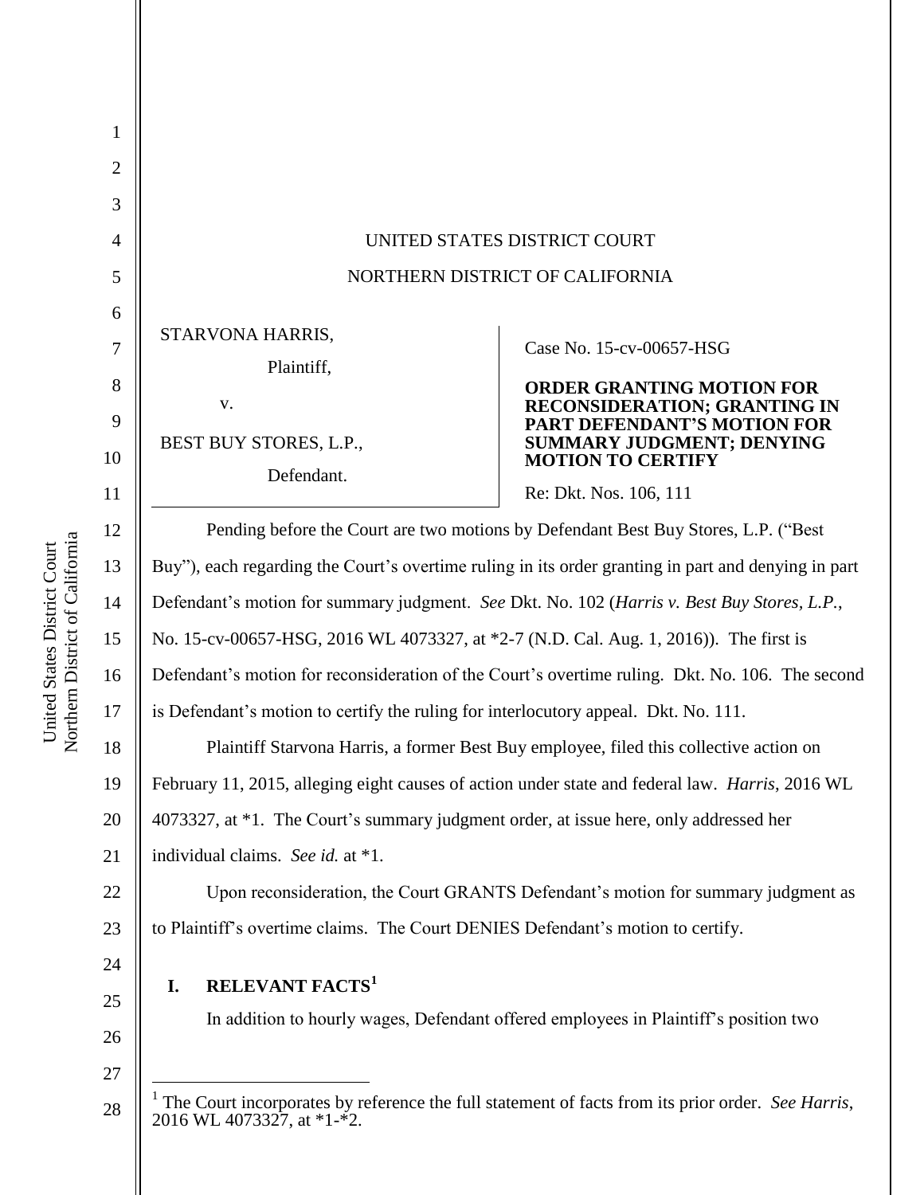UNITED STATES DISTRICT COURT

NORTHERN DISTRICT OF CALIFORNIA

STARVONA HARRIS,

Plaintiff,

v.

BEST BUY STORES, L.P.,

Defendant.

Case No. 15-cv-00657-HSG

**ORDER GRANTING MOTION FOR RECONSIDERATION; GRANTING IN PART DEFENDANT'S MOTION FOR SUMMARY JUDGMENT; DENYING MOTION TO CERTIFY**

Re: Dkt. Nos. 106, 111

Pending before the Court are two motions by Defendant Best Buy Stores, L.P. ("Best Buy"), each regarding the Court's overtime ruling in its order granting in part and denying in part Defendant's motion for summary judgment. *See* Dkt. No. 102 (*Harris v. Best Buy Stores, L.P.*, No. 15-cv-00657-HSG, 2016 WL 4073327, at *2-7 (N.D. Cal. Aug. 1, 2016)). The first is Defendant's motion for reconsideration of the Court's overtime ruling. Dkt. No. 106. The second is Defendant's motion to certify the ruling for interlocutory appeal. Dkt. No. 111.

Plaintiff Starvona Harris, a former Best Buy employee, filed this collective action on February 11, 2015, alleging eight causes of action under state and federal law. *Harris*, 2016 WL 4073327, at *1. The Court's summary judgment order, at issue here, only addressed her individual claims. *See id.* at *1.

Upon reconsideration, the Court GRANTS Defendant's motion for summary judgment as to Plaintiff's overtime claims. The Court DENIES Defendant's motion to certify.

## I. RELEVANT FACTS[1]

In addition to hourly wages, Defendant offered employees in Plaintiff's position two

[1] The Court incorporates by reference the full statement of facts from its prior order. *See Harris*, 2016 WL 4073327, at *1-*2.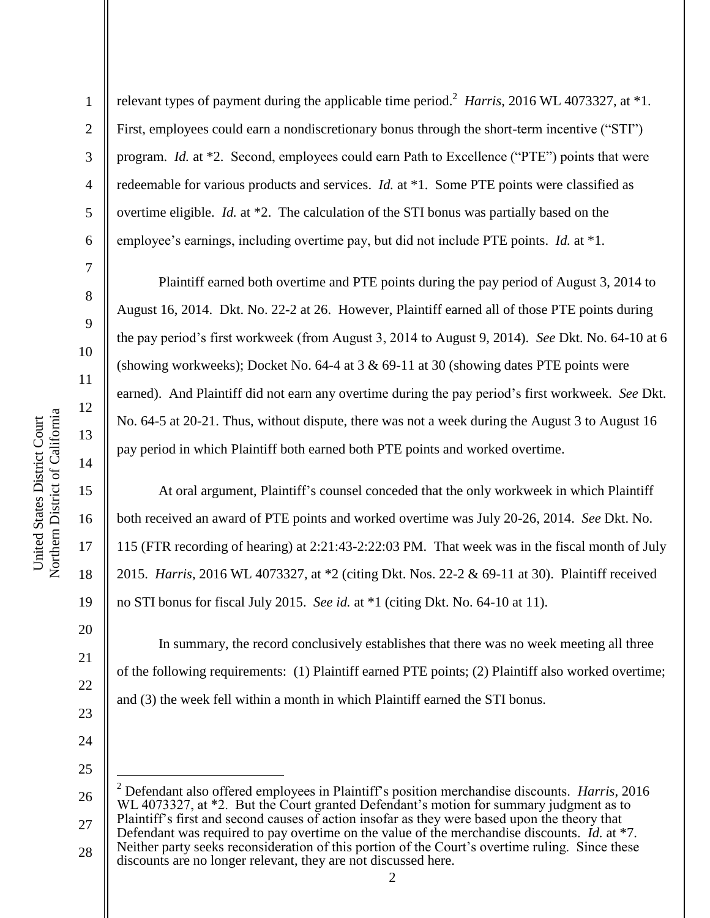relevant types of payment during the applicable time period.[2] *Harris*, 2016 WL 4073327, at *1. First, employees could earn a nondiscretionary bonus through the short-term incentive ("STI") program. *Id.* at *2. Second, employees could earn Path to Excellence ("PTE") points that were redeemable for various products and services. *Id.* at *1. Some PTE points were classified as overtime eligible. *Id.* at *2. The calculation of the STI bonus was partially based on the employee's earnings, including overtime pay, but did not include PTE points. *Id.* at *1.

Plaintiff earned both overtime and PTE points during the pay period of August 3, 2014 to August 16, 2014. Dkt. No. 22-2 at 26. However, Plaintiff earned all of those PTE points during the pay period's first workweek (from August 3, 2014 to August 9, 2014). *See* Dkt. No. 64-10 at 6 (showing workweeks); Docket No. 64-4 at 3 & 69-11 at 30 (showing dates PTE points were earned). And Plaintiff did not earn any overtime during the pay period's first workweek. *See* Dkt. No. 64-5 at 20-21. Thus, without dispute, there was not a week during the August 3 to August 16 pay period in which Plaintiff both earned both PTE points and worked overtime.

At oral argument, Plaintiff's counsel conceded that the only workweek in which Plaintiff both received an award of PTE points and worked overtime was July 20-26, 2014. *See* Dkt. No. 115 (FTR recording of hearing) at 2:21:43-2:22:03 PM. That week was in the fiscal month of July 2015. *Harris*, 2016 WL 4073327, at *2 (citing Dkt. Nos. 22-2 & 69-11 at 30). Plaintiff received no STI bonus for fiscal July 2015. *See id.* at *1 (citing Dkt. No. 64-10 at 11).

In summary, the record conclusively establishes that there was no week meeting all three of the following requirements: (1) Plaintiff earned PTE points; (2) Plaintiff also worked overtime; and (3) the week fell within a month in which Plaintiff earned the STI bonus.

---

[2] Defendant also offered employees in Plaintiff's position merchandise discounts. *Harris*, 2016 WL 4073327, at *2. But the Court granted Defendant's motion for summary judgment as to Plaintiff's first and second causes of action insofar as they were based upon the theory that Defendant was required to pay overtime on the value of the merchandise discounts. *Id.* at *7. Neither party seeks reconsideration of this portion of the Court's overtime ruling. Since these discounts are no longer relevant, they are not discussed here.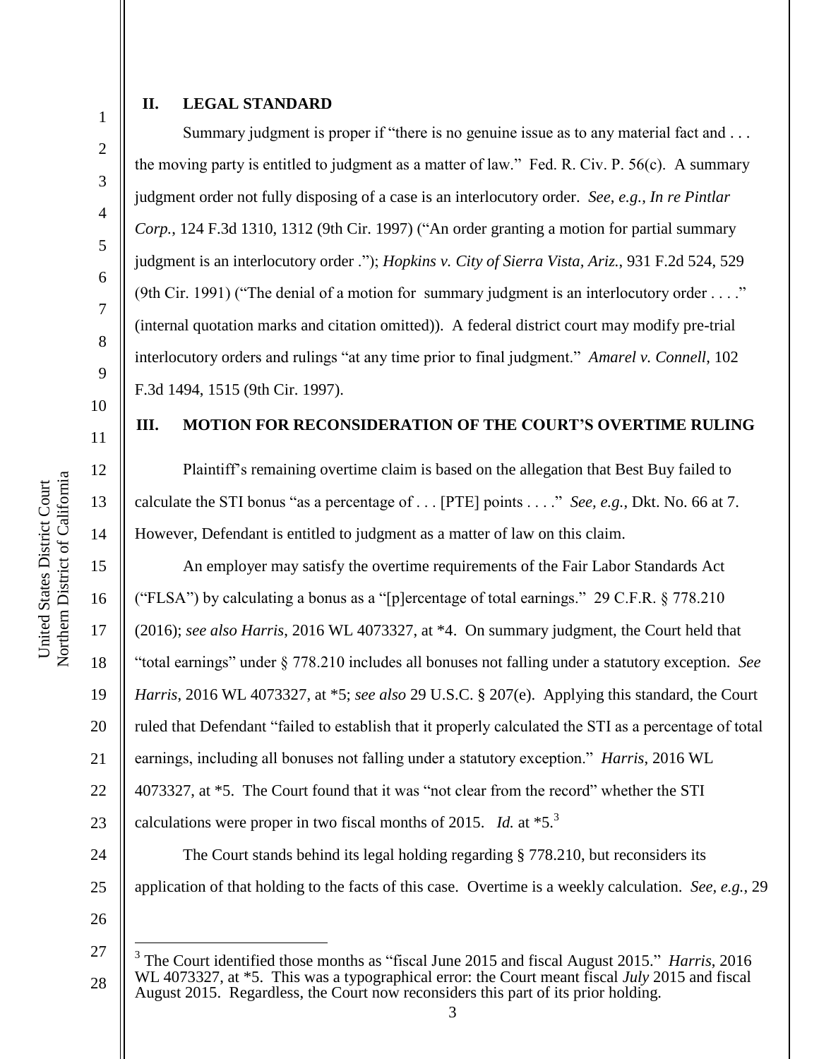## II. LEGAL STANDARD

Summary judgment is proper if "there is no genuine issue as to any material fact and . . . the moving party is entitled to judgment as a matter of law." Fed. R. Civ. P. 56(c). A summary judgment order not fully disposing of a case is an interlocutory order. *See, e.g.*, *In re Pintlar Corp.*, 124 F.3d 1310, 1312 (9th Cir. 1997) ("An order granting a motion for partial summary judgment is an interlocutory order ."); *Hopkins v. City of Sierra Vista, Ariz.*, 931 F.2d 524, 529 (9th Cir. 1991) ("The denial of a motion for summary judgment is an interlocutory order . . . ." (internal quotation marks and citation omitted)). A federal district court may modify pre-trial interlocutory orders and rulings "at any time prior to final judgment." *Amarel v. Connell*, 102 F.3d 1494, 1515 (9th Cir. 1997).

## III. MOTION FOR RECONSIDERATION OF THE COURT'S OVERTIME RULING

Plaintiff's remaining overtime claim is based on the allegation that Best Buy failed to calculate the STI bonus "as a percentage of . . . [PTE] points . . . ." *See, e.g.*, Dkt. No. 66 at 7. However, Defendant is entitled to judgment as a matter of law on this claim.

An employer may satisfy the overtime requirements of the Fair Labor Standards Act ("FLSA") by calculating a bonus as a "[p]ercentage of total earnings." 29 C.F.R. § 778.210 (2016); *see also Harris*, 2016 WL 4073327, at *4. On summary judgment, the Court held that "total earnings" under § 778.210 includes all bonuses not falling under a statutory exception. *See Harris*, 2016 WL 4073327, at *5; *see also* 29 U.S.C. § 207(e). Applying this standard, the Court ruled that Defendant "failed to establish that it properly calculated the STI as a percentage of total earnings, including all bonuses not falling under a statutory exception." *Harris*, 2016 WL 4073327, at *5. The Court found that it was "not clear from the record" whether the STI calculations were proper in two fiscal months of 2015. *Id.* at *5.[3]

The Court stands behind its legal holding regarding § 778.210, but reconsiders its application of that holding to the facts of this case. Overtime is a weekly calculation. *See, e.g.*, 29

[3] The Court identified those months as "fiscal June 2015 and fiscal August 2015." *Harris*, 2016 WL 4073327, at *5. This was a typographical error: the Court meant fiscal *July* 2015 and fiscal August 2015. Regardless, the Court now reconsiders this part of its prior holding.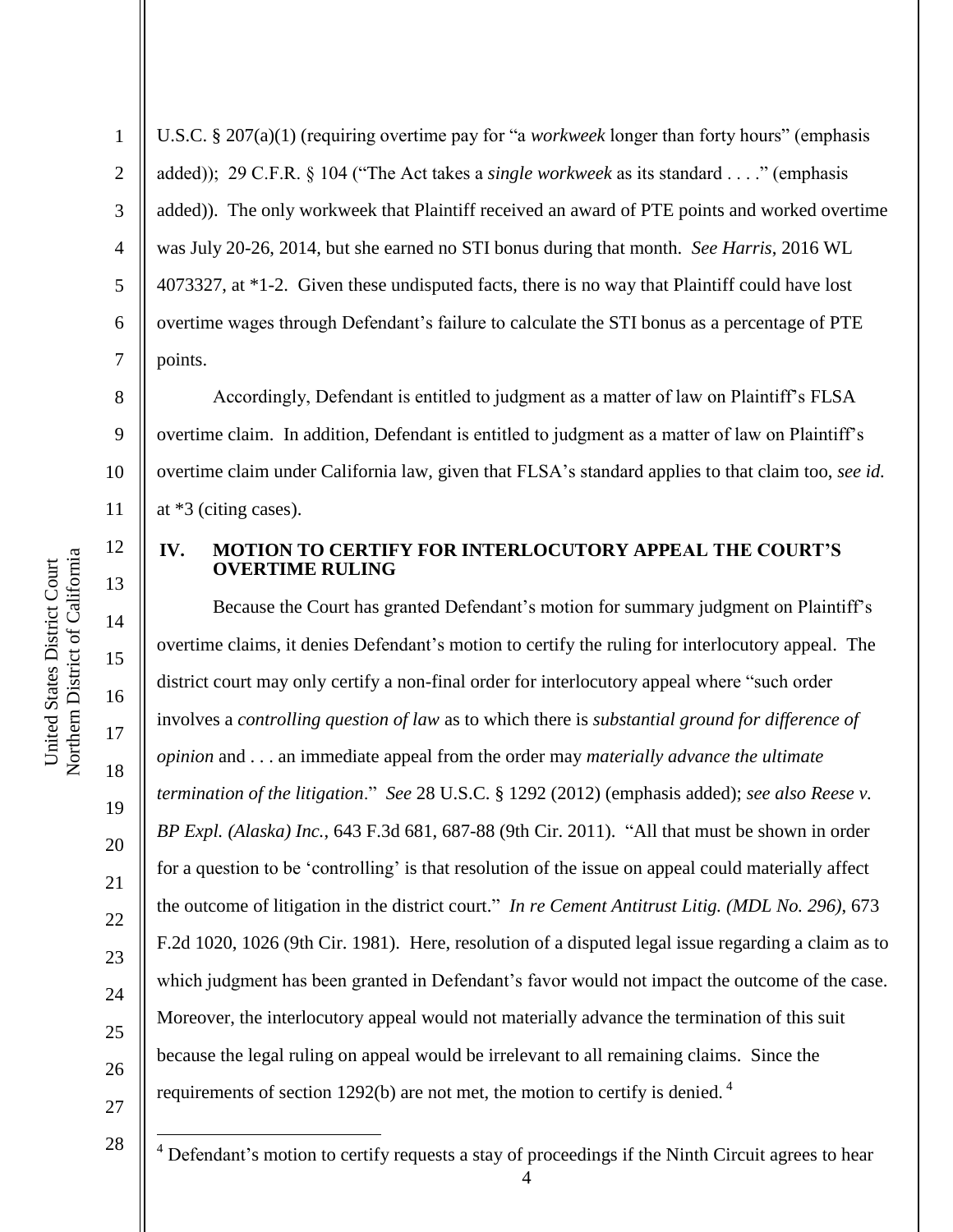U.S.C. § 207(a)(1) (requiring overtime pay for "a *workweek* longer than forty hours" (emphasis added)); 29 C.F.R. § 104 ("The Act takes a *single workweek* as its standard . . . ." (emphasis added)). The only workweek that Plaintiff received an award of PTE points and worked overtime was July 20-26, 2014, but she earned no STI bonus during that month. *See Harris*, 2016 WL 4073327, at *1-2. Given these undisputed facts, there is no way that Plaintiff could have lost overtime wages through Defendant's failure to calculate the STI bonus as a percentage of PTE points.

Accordingly, Defendant is entitled to judgment as a matter of law on Plaintiff's FLSA overtime claim. In addition, Defendant is entitled to judgment as a matter of law on Plaintiff's overtime claim under California law, given that FLSA's standard applies to that claim too, *see id.* at *3 (citing cases).

## IV. MOTION TO CERTIFY FOR INTERLOCUTORY APPEAL THE COURT'S OVERTIME RULING

Because the Court has granted Defendant's motion for summary judgment on Plaintiff's overtime claims, it denies Defendant's motion to certify the ruling for interlocutory appeal. The district court may only certify a non-final order for interlocutory appeal where "such order involves a *controlling question of law* as to which there is *substantial ground for difference of opinion* and . . . an immediate appeal from the order may *materially advance the ultimate termination of the litigation*." *See* 28 U.S.C. § 1292 (2012) (emphasis added); *see also Reese v. BP Expl. (Alaska) Inc.*, 643 F.3d 681, 687-88 (9th Cir. 2011). "All that must be shown in order for a question to be 'controlling' is that resolution of the issue on appeal could materially affect the outcome of litigation in the district court." *In re Cement Antitrust Litig. (MDL No. 296)*, 673 F.2d 1020, 1026 (9th Cir. 1981). Here, resolution of a disputed legal issue regarding a claim as to which judgment has been granted in Defendant's favor would not impact the outcome of the case. Moreover, the interlocutory appeal would not materially advance the termination of this suit because the legal ruling on appeal would be irrelevant to all remaining claims. Since the requirements of section 1292(b) are not met, the motion to certify is denied.[4]

---

[4] Defendant's motion to certify requests a stay of proceedings if the Ninth Circuit agrees to hear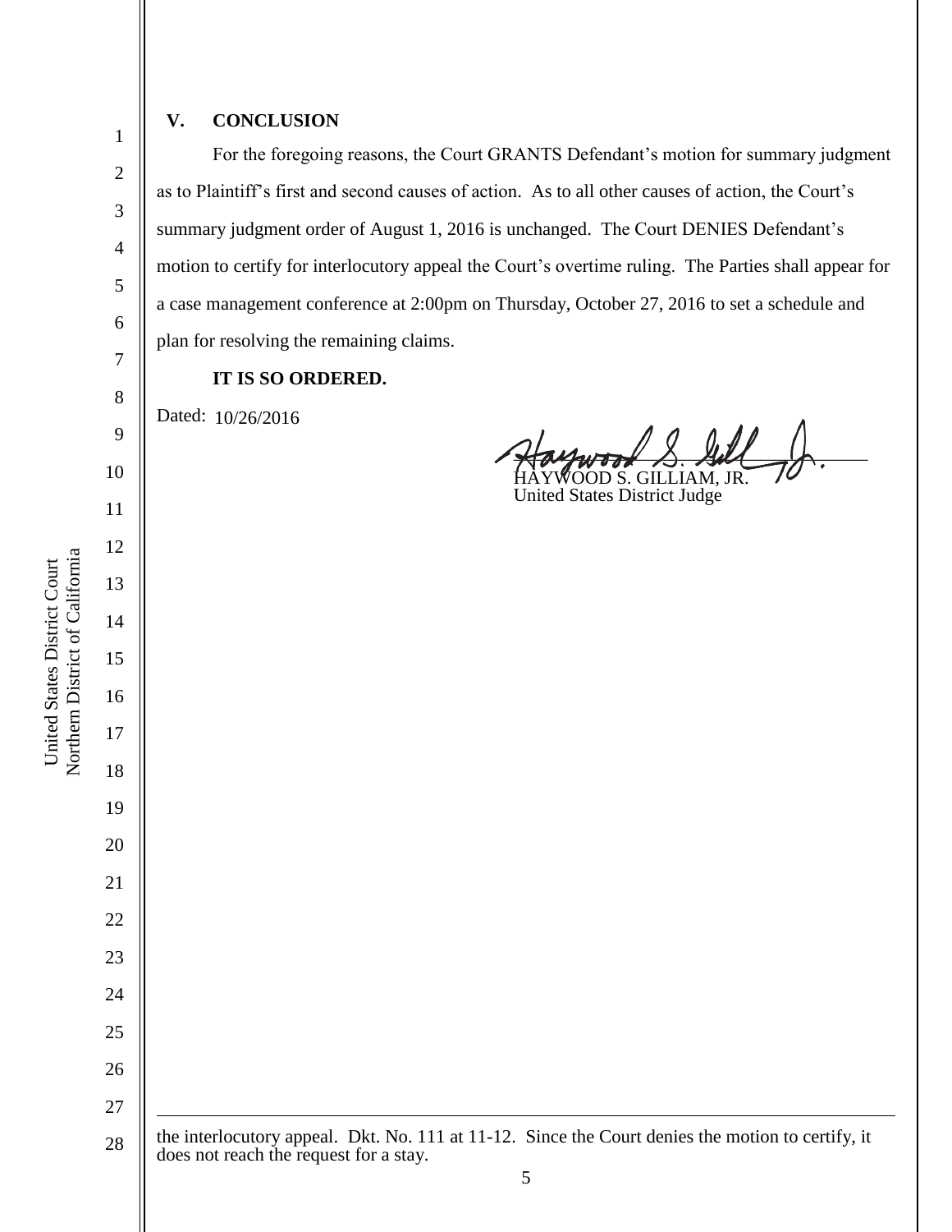## V. CONCLUSION

For the foregoing reasons, the Court GRANTS Defendant's motion for summary judgment as to Plaintiff's first and second causes of action. As to all other causes of action, the Court's summary judgment order of August 1, 2016 is unchanged. The Court DENIES Defendant's motion to certify for interlocutory appeal the Court's overtime ruling. The Parties shall appear for a case management conference at 2:00pm on Thursday, October 27, 2016 to set a schedule and plan for resolving the remaining claims.

**IT IS SO ORDERED.**

Dated: 10/26/2016

HAYWOOD S. GILLIAM, JR.
United States District Judge

---

the interlocutory appeal. Dkt. No. 111 at 11-12. Since the Court denies the motion to certify, it does not reach the request for a stay.